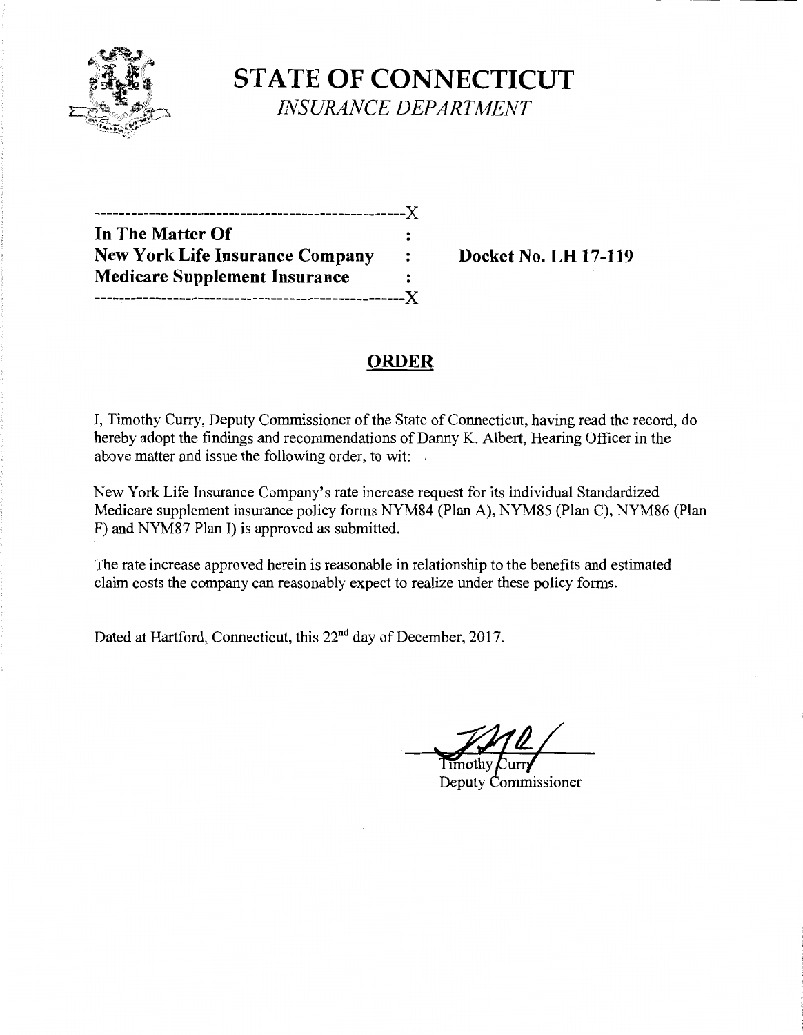# STATE OF CONNECTICUT

*INSURANCE DEPARTMENT*

---------------------------------------------------X
**In The Matter Of** :
**New York Life Insurance Company** : **Docket No. LH 17-119**
**Medicare Supplement Insurance** :
---------------------------------------------------X

## ORDER

I, Timothy Curry, Deputy Commissioner of the State of Connecticut, having read the record, do hereby adopt the findings and recommendations of Danny K. Albert, Hearing Officer in the above matter and issue the following order, to wit:

New York Life Insurance Company's rate increase request for its individual Standardized Medicare supplement insurance policy forms NYM84 (Plan A), NYM85 (Plan C), NYM86 (Plan F) and NYM87 Plan I) is approved as submitted.

The rate increase approved herein is reasonable in relationship to the benefits and estimated claim costs the company can reasonably expect to realize under these policy forms.

Dated at Hartford, Connecticut, this 22nd day of December, 2017.

Timothy Curry
Deputy Commissioner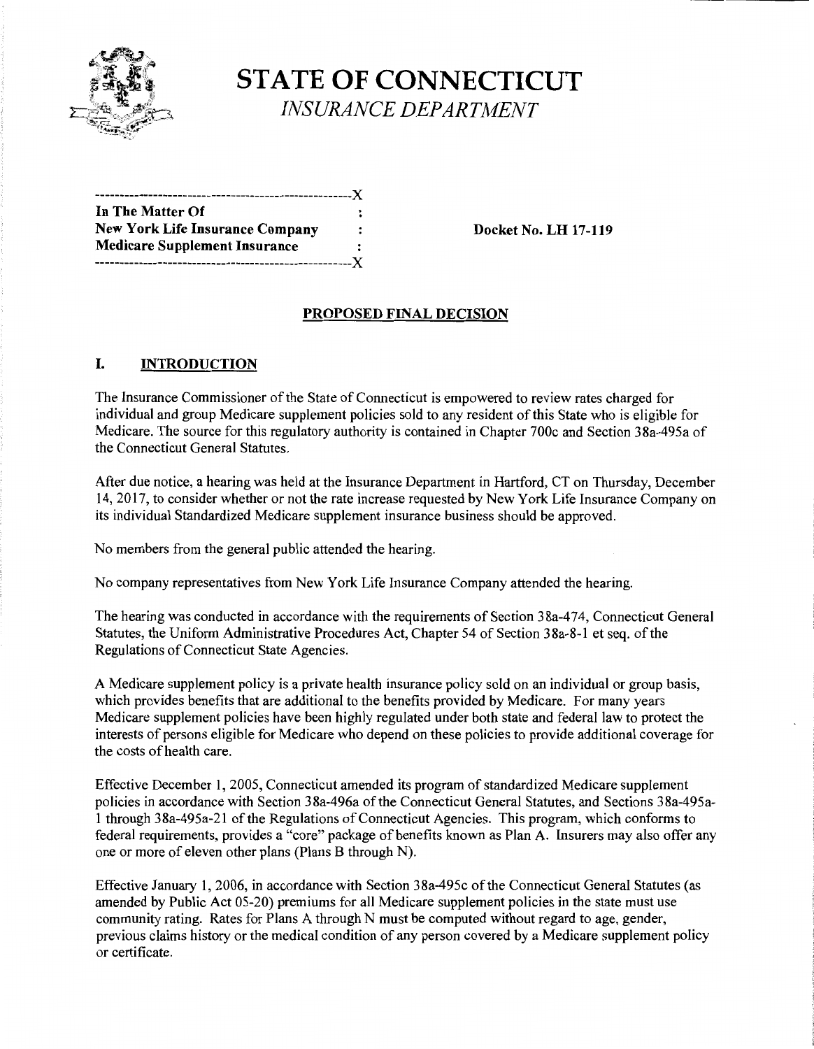# STATE OF CONNECTICUT

*INSURANCE DEPARTMENT*

```
------------------------------------------------------X
In The Matter Of                                      :
New York Life Insurance Company                       :
Medicare Supplement Insurance                         :
------------------------------------------------------X
```

**Docket No. LH 17-119**

## PROPOSED FINAL DECISION

## I. INTRODUCTION

The Insurance Commissioner of the State of Connecticut is empowered to review rates charged for individual and group Medicare supplement policies sold to any resident of this State who is eligible for Medicare. The source for this regulatory authority is contained in Chapter 700c and Section 38a-495a of the Connecticut General Statutes.

After due notice, a hearing was held at the Insurance Department in Hartford, CT on Thursday, December 14, 2017, to consider whether or not the rate increase requested by New York Life Insurance Company on its individual Standardized Medicare supplement insurance business should be approved.

No members from the general public attended the hearing.

No company representatives from New York Life Insurance Company attended the hearing.

The hearing was conducted in accordance with the requirements of Section 38a-474, Connecticut General Statutes, the Uniform Administrative Procedures Act, Chapter 54 of Section 38a-8-1 et seq. of the Regulations of Connecticut State Agencies.

A Medicare supplement policy is a private health insurance policy sold on an individual or group basis, which provides benefits that are additional to the benefits provided by Medicare. For many years Medicare supplement policies have been highly regulated under both state and federal law to protect the interests of persons eligible for Medicare who depend on these policies to provide additional coverage for the costs of health care.

Effective December 1, 2005, Connecticut amended its program of standardized Medicare supplement policies in accordance with Section 38a-496a of the Connecticut General Statutes, and Sections 38a-495a-1 through 38a-495a-21 of the Regulations of Connecticut Agencies. This program, which conforms to federal requirements, provides a "core" package of benefits known as Plan A. Insurers may also offer any one or more of eleven other plans (Plans B through N).

Effective January 1, 2006, in accordance with Section 38a-495c of the Connecticut General Statutes (as amended by Public Act 05-20) premiums for all Medicare supplement policies in the state must use community rating. Rates for Plans A through N must be computed without regard to age, gender, previous claims history or the medical condition of any person covered by a Medicare supplement policy or certificate.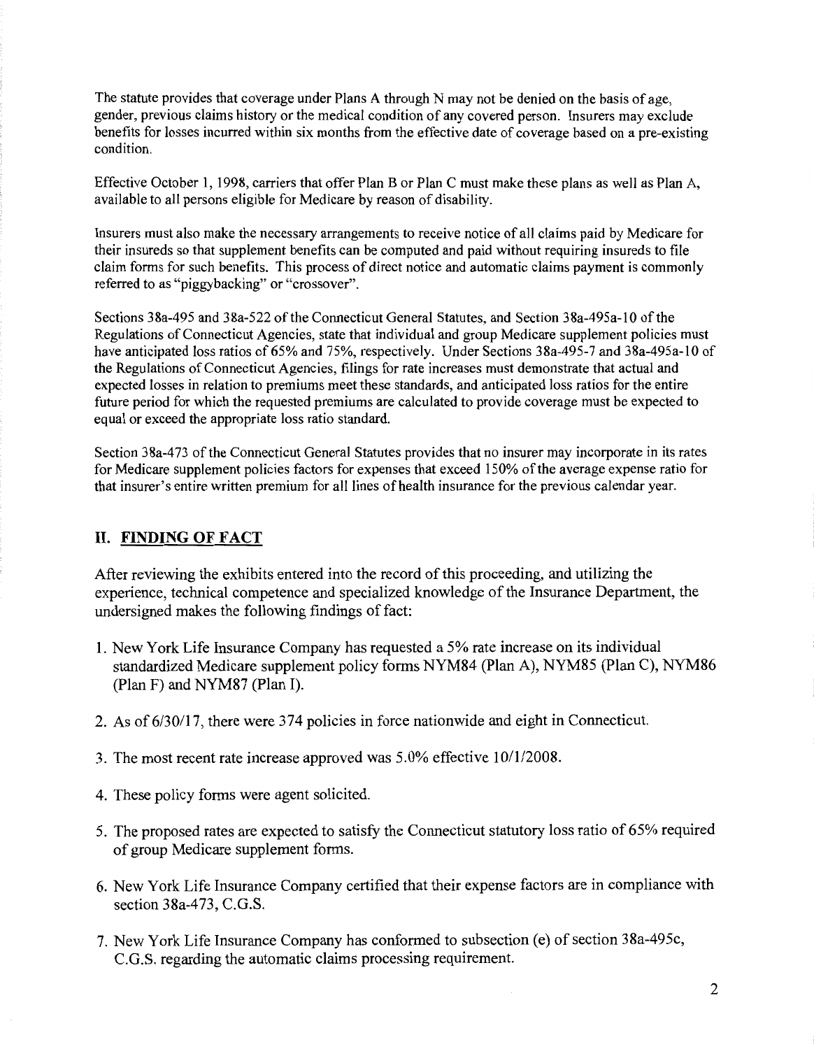The statute provides that coverage under Plans A through N may not be denied on the basis of age, gender, previous claims history or the medical condition of any covered person. Insurers may exclude benefits for losses incurred within six months from the effective date of coverage based on a pre-existing condition.

Effective October 1, 1998, carriers that offer Plan B or Plan C must make these plans as well as Plan A, available to all persons eligible for Medicare by reason of disability.

Insurers must also make the necessary arrangements to receive notice of all claims paid by Medicare for their insureds so that supplement benefits can be computed and paid without requiring insureds to file claim forms for such benefits. This process of direct notice and automatic claims payment is commonly referred to as "piggybacking" or "crossover".

Sections 38a-495 and 38a-522 of the Connecticut General Statutes, and Section 38a-495a-10 of the Regulations of Connecticut Agencies, state that individual and group Medicare supplement policies must have anticipated loss ratios of 65% and 75%, respectively. Under Sections 38a-495-7 and 38a-495a-10 of the Regulations of Connecticut Agencies, filings for rate increases must demonstrate that actual and expected losses in relation to premiums meet these standards, and anticipated loss ratios for the entire future period for which the requested premiums are calculated to provide coverage must be expected to equal or exceed the appropriate loss ratio standard.

Section 38a-473 of the Connecticut General Statutes provides that no insurer may incorporate in its rates for Medicare supplement policies factors for expenses that exceed 150% of the average expense ratio for that insurer's entire written premium for all lines of health insurance for the previous calendar year.

## II. FINDING OF FACT

After reviewing the exhibits entered into the record of this proceeding, and utilizing the experience, technical competence and specialized knowledge of the Insurance Department, the undersigned makes the following findings of fact:

1. New York Life Insurance Company has requested a 5% rate increase on its individual standardized Medicare supplement policy forms NYM84 (Plan A), NYM85 (Plan C), NYM86 (Plan F) and NYM87 (Plan I).

2. As of 6/30/17, there were 374 policies in force nationwide and eight in Connecticut.

3. The most recent rate increase approved was 5.0% effective 10/1/2008.

4. These policy forms were agent solicited.

5. The proposed rates are expected to satisfy the Connecticut statutory loss ratio of 65% required of group Medicare supplement forms.

6. New York Life Insurance Company certified that their expense factors are in compliance with section 38a-473, C.G.S.

7. New York Life Insurance Company has conformed to subsection (e) of section 38a-495c, C.G.S. regarding the automatic claims processing requirement.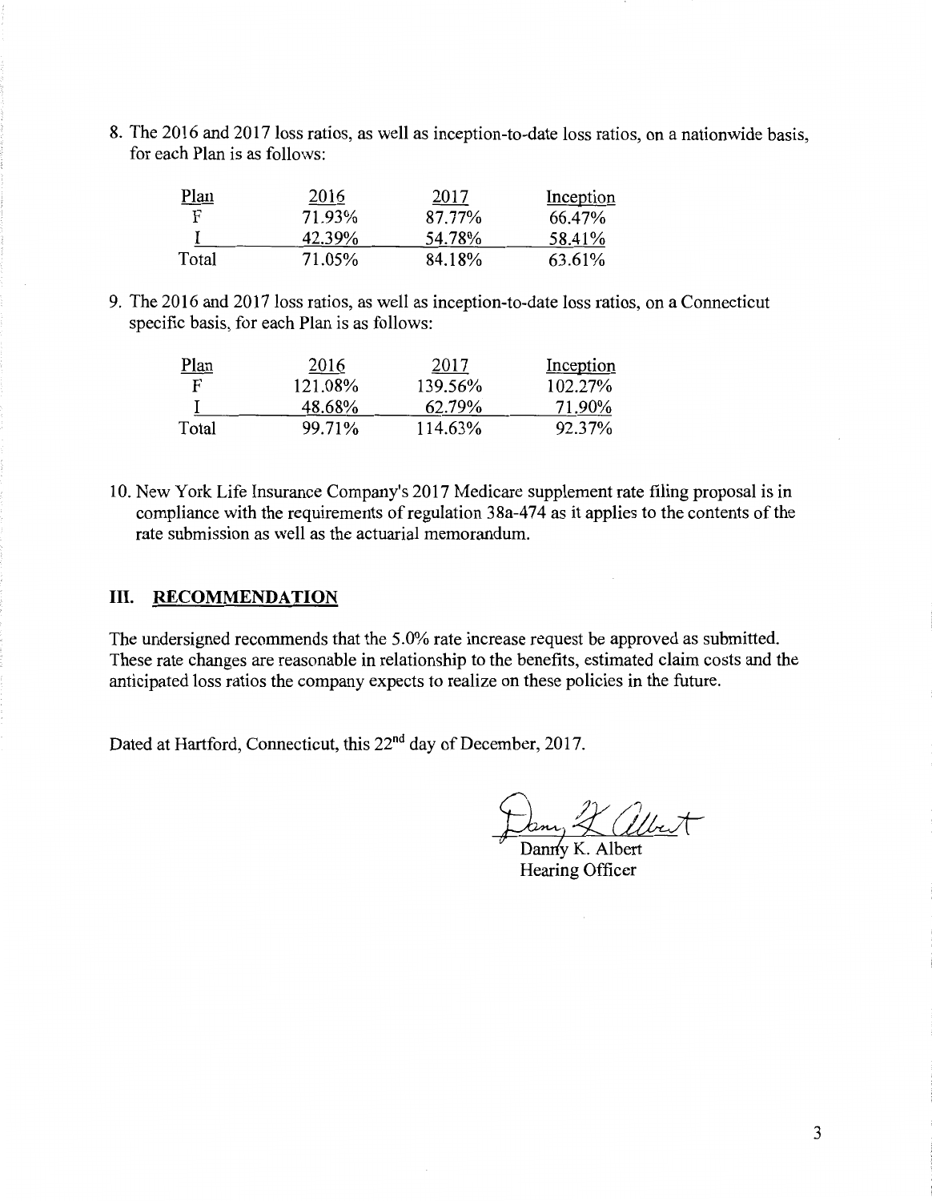8. The 2016 and 2017 loss ratios, as well as inception-to-date loss ratios, on a nationwide basis, for each Plan is as follows:

| Plan | 2016 | 2017 | Inception |
|---|---|---|---|
| F | 71.93% | 87.77% | 66.47% |
| I | 42.39% | 54.78% | 58.41% |
| Total | 71.05% | 84.18% | 63.61% |

9. The 2016 and 2017 loss ratios, as well as inception-to-date loss ratios, on a Connecticut specific basis, for each Plan is as follows:

| Plan | 2016 | 2017 | Inception |
|---|---|---|---|
| F | 121.08% | 139.56% | 102.27% |
| I | 48.68% | 62.79% | 71.90% |
| Total | 99.71% | 114.63% | 92.37% |

10. New York Life Insurance Company's 2017 Medicare supplement rate filing proposal is in compliance with the requirements of regulation 38a-474 as it applies to the contents of the rate submission as well as the actuarial memorandum.

## III. RECOMMENDATION

The undersigned recommends that the 5.0% rate increase request be approved as submitted. These rate changes are reasonable in relationship to the benefits, estimated claim costs and the anticipated loss ratios the company expects to realize on these policies in the future.

Dated at Hartford, Connecticut, this 22nd day of December, 2017.

Danny K. Albert
Hearing Officer